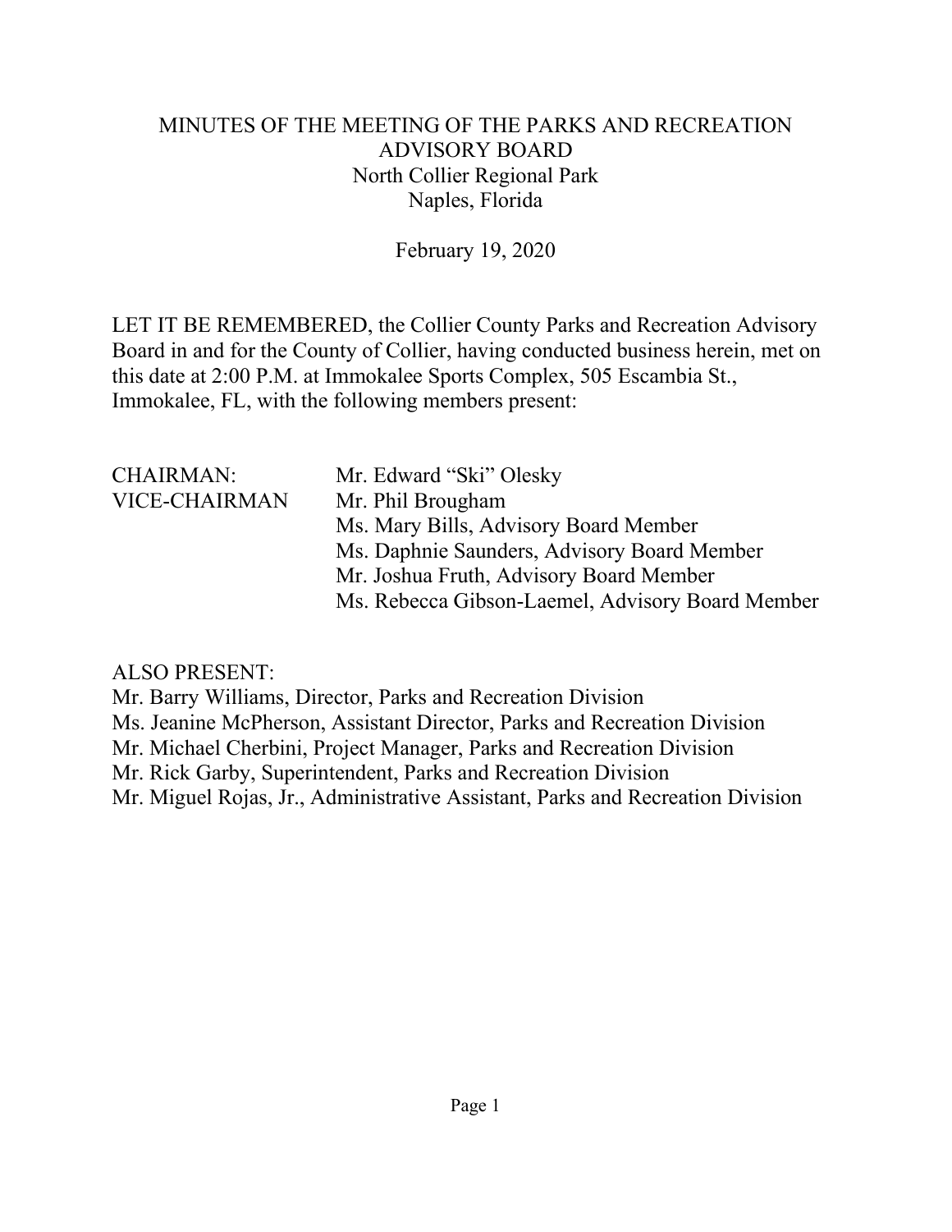# MINUTES OF THE MEETING OF THE PARKS AND RECREATION ADVISORY BOARD

North Collier Regional Park
Naples, Florida

February 19, 2020

LET IT BE REMEMBERED, the Collier County Parks and Recreation Advisory Board in and for the County of Collier, having conducted business herein, met on this date at 2:00 P.M. at Immokalee Sports Complex, 505 Escambia St., Immokalee, FL, with the following members present:

| | |
|---|---|
| CHAIRMAN: | Mr. Edward "Ski" Olesky |
| VICE-CHAIRMAN | Mr. Phil Brougham |
| | Ms. Mary Bills, Advisory Board Member |
| | Ms. Daphnie Saunders, Advisory Board Member |
| | Mr. Joshua Fruth, Advisory Board Member |
| | Ms. Rebecca Gibson-Laemel, Advisory Board Member |

ALSO PRESENT:

Mr. Barry Williams, Director, Parks and Recreation Division
Ms. Jeanine McPherson, Assistant Director, Parks and Recreation Division
Mr. Michael Cherbini, Project Manager, Parks and Recreation Division
Mr. Rick Garby, Superintendent, Parks and Recreation Division
Mr. Miguel Rojas, Jr., Administrative Assistant, Parks and Recreation Division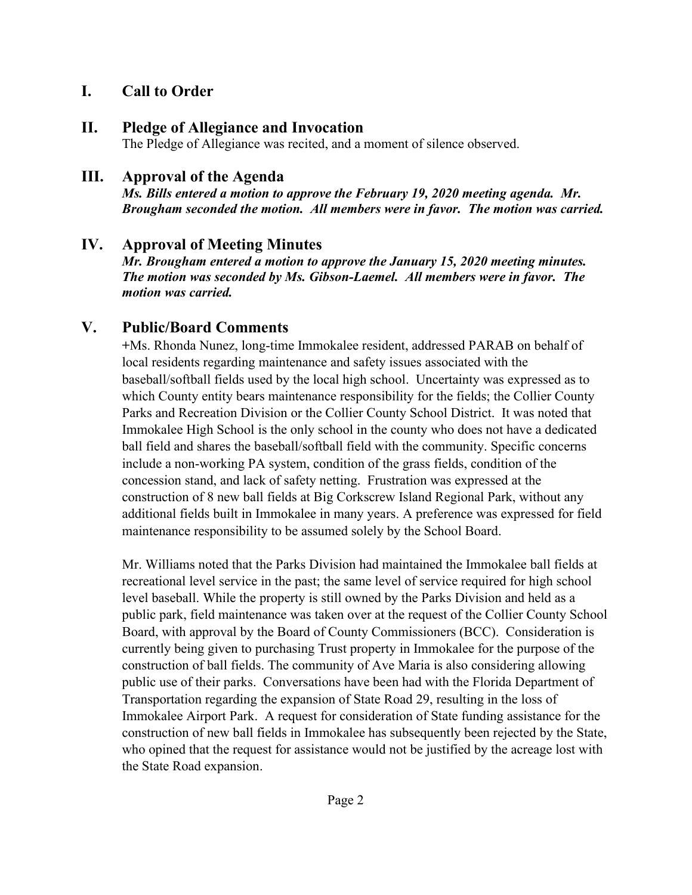## I. Call to Order

## II. Pledge of Allegiance and Invocation

The Pledge of Allegiance was recited, and a moment of silence observed.

## III. Approval of the Agenda

***Ms. Bills entered a motion to approve the February 19, 2020 meeting agenda. Mr. Brougham seconded the motion. All members were in favor. The motion was carried.***

## IV. Approval of Meeting Minutes

***Mr. Brougham entered a motion to approve the January 15, 2020 meeting minutes. The motion was seconded by Ms. Gibson-Laemel. All members were in favor. The motion was carried.***

## V. Public/Board Comments

+Ms. Rhonda Nunez, long-time Immokalee resident, addressed PARAB on behalf of local residents regarding maintenance and safety issues associated with the baseball/softball fields used by the local high school. Uncertainty was expressed as to which County entity bears maintenance responsibility for the fields; the Collier County Parks and Recreation Division or the Collier County School District. It was noted that Immokalee High School is the only school in the county who does not have a dedicated ball field and shares the baseball/softball field with the community. Specific concerns include a non-working PA system, condition of the grass fields, condition of the concession stand, and lack of safety netting. Frustration was expressed at the construction of 8 new ball fields at Big Corkscrew Island Regional Park, without any additional fields built in Immokalee in many years. A preference was expressed for field maintenance responsibility to be assumed solely by the School Board.

Mr. Williams noted that the Parks Division had maintained the Immokalee ball fields at recreational level service in the past; the same level of service required for high school level baseball. While the property is still owned by the Parks Division and held as a public park, field maintenance was taken over at the request of the Collier County School Board, with approval by the Board of County Commissioners (BCC). Consideration is currently being given to purchasing Trust property in Immokalee for the purpose of the construction of ball fields. The community of Ave Maria is also considering allowing public use of their parks. Conversations have been had with the Florida Department of Transportation regarding the expansion of State Road 29, resulting in the loss of Immokalee Airport Park. A request for consideration of State funding assistance for the construction of new ball fields in Immokalee has subsequently been rejected by the State, who opined that the request for assistance would not be justified by the acreage lost with the State Road expansion.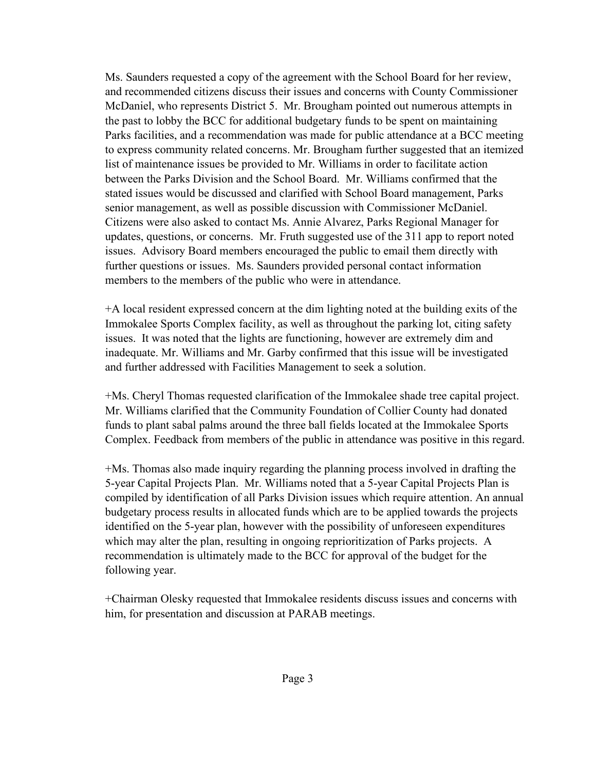Ms. Saunders requested a copy of the agreement with the School Board for her review, and recommended citizens discuss their issues and concerns with County Commissioner McDaniel, who represents District 5. Mr. Brougham pointed out numerous attempts in the past to lobby the BCC for additional budgetary funds to be spent on maintaining Parks facilities, and a recommendation was made for public attendance at a BCC meeting to express community related concerns. Mr. Brougham further suggested that an itemized list of maintenance issues be provided to Mr. Williams in order to facilitate action between the Parks Division and the School Board. Mr. Williams confirmed that the stated issues would be discussed and clarified with School Board management, Parks senior management, as well as possible discussion with Commissioner McDaniel. Citizens were also asked to contact Ms. Annie Alvarez, Parks Regional Manager for updates, questions, or concerns. Mr. Fruth suggested use of the 311 app to report noted issues. Advisory Board members encouraged the public to email them directly with further questions or issues. Ms. Saunders provided personal contact information members to the members of the public who were in attendance.

+A local resident expressed concern at the dim lighting noted at the building exits of the Immokalee Sports Complex facility, as well as throughout the parking lot, citing safety issues. It was noted that the lights are functioning, however are extremely dim and inadequate. Mr. Williams and Mr. Garby confirmed that this issue will be investigated and further addressed with Facilities Management to seek a solution.

+Ms. Cheryl Thomas requested clarification of the Immokalee shade tree capital project. Mr. Williams clarified that the Community Foundation of Collier County had donated funds to plant sabal palms around the three ball fields located at the Immokalee Sports Complex. Feedback from members of the public in attendance was positive in this regard.

+Ms. Thomas also made inquiry regarding the planning process involved in drafting the 5-year Capital Projects Plan. Mr. Williams noted that a 5-year Capital Projects Plan is compiled by identification of all Parks Division issues which require attention. An annual budgetary process results in allocated funds which are to be applied towards the projects identified on the 5-year plan, however with the possibility of unforeseen expenditures which may alter the plan, resulting in ongoing reprioritization of Parks projects. A recommendation is ultimately made to the BCC for approval of the budget for the following year.

+Chairman Olesky requested that Immokalee residents discuss issues and concerns with him, for presentation and discussion at PARAB meetings.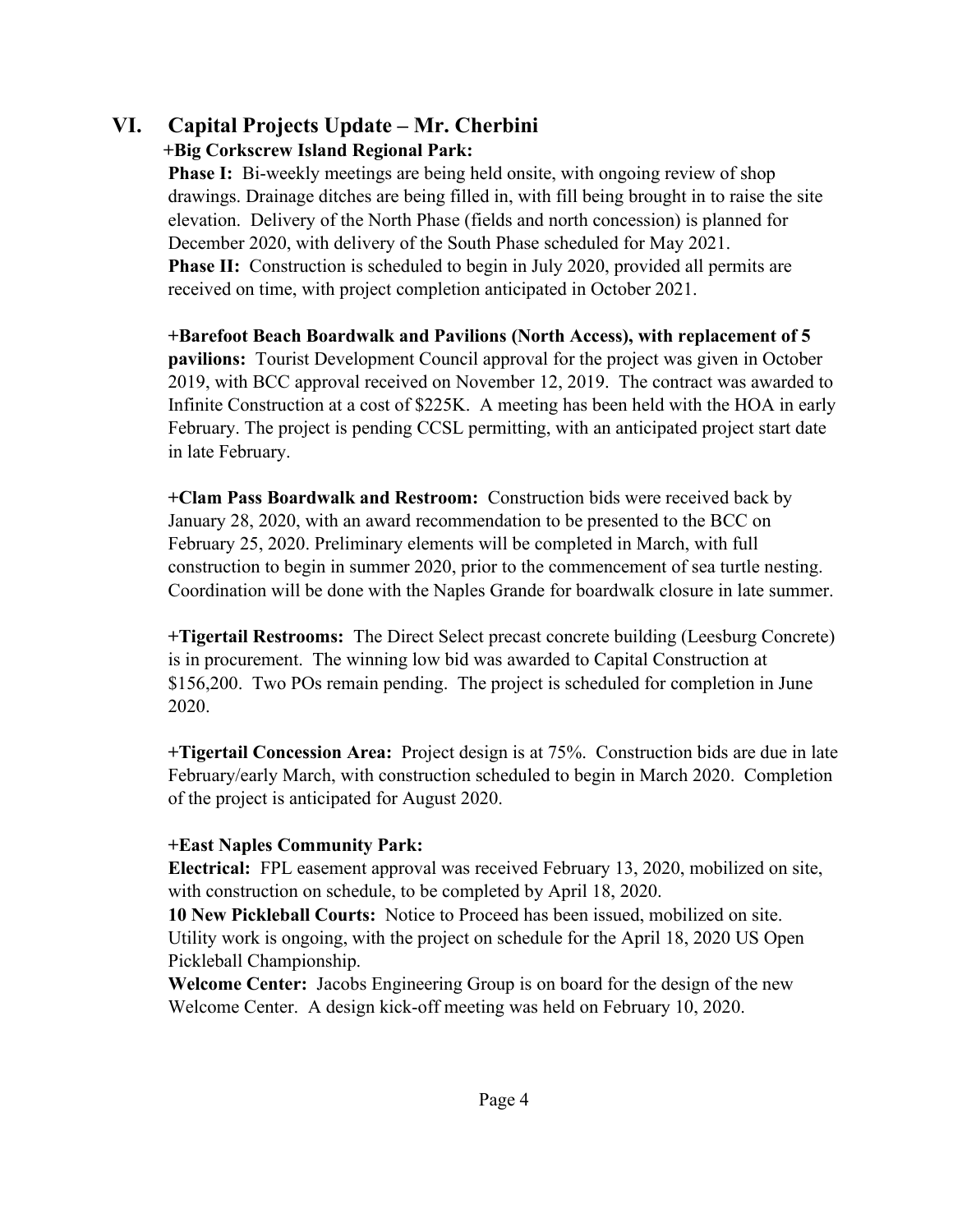## VI. Capital Projects Update – Mr. Cherbini

**+Big Corkscrew Island Regional Park:**

**Phase I:** Bi-weekly meetings are being held onsite, with ongoing review of shop drawings. Drainage ditches are being filled in, with fill being brought in to raise the site elevation. Delivery of the North Phase (fields and north concession) is planned for December 2020, with delivery of the South Phase scheduled for May 2021.

**Phase II:** Construction is scheduled to begin in July 2020, provided all permits are received on time, with project completion anticipated in October 2021.

**+Barefoot Beach Boardwalk and Pavilions (North Access), with replacement of 5 pavilions:** Tourist Development Council approval for the project was given in October 2019, with BCC approval received on November 12, 2019. The contract was awarded to Infinite Construction at a cost of $225K. A meeting has been held with the HOA in early February. The project is pending CCSL permitting, with an anticipated project start date in late February.

**+Clam Pass Boardwalk and Restroom:** Construction bids were received back by January 28, 2020, with an award recommendation to be presented to the BCC on February 25, 2020. Preliminary elements will be completed in March, with full construction to begin in summer 2020, prior to the commencement of sea turtle nesting. Coordination will be done with the Naples Grande for boardwalk closure in late summer.

**+Tigertail Restrooms:** The Direct Select precast concrete building (Leesburg Concrete) is in procurement. The winning low bid was awarded to Capital Construction at $156,200. Two POs remain pending. The project is scheduled for completion in June 2020.

**+Tigertail Concession Area:** Project design is at 75%. Construction bids are due in late February/early March, with construction scheduled to begin in March 2020. Completion of the project is anticipated for August 2020.

**+East Naples Community Park:**

**Electrical:** FPL easement approval was received February 13, 2020, mobilized on site, with construction on schedule, to be completed by April 18, 2020.

**10 New Pickleball Courts:** Notice to Proceed has been issued, mobilized on site. Utility work is ongoing, with the project on schedule for the April 18, 2020 US Open Pickleball Championship.

**Welcome Center:** Jacobs Engineering Group is on board for the design of the new Welcome Center. A design kick-off meeting was held on February 10, 2020.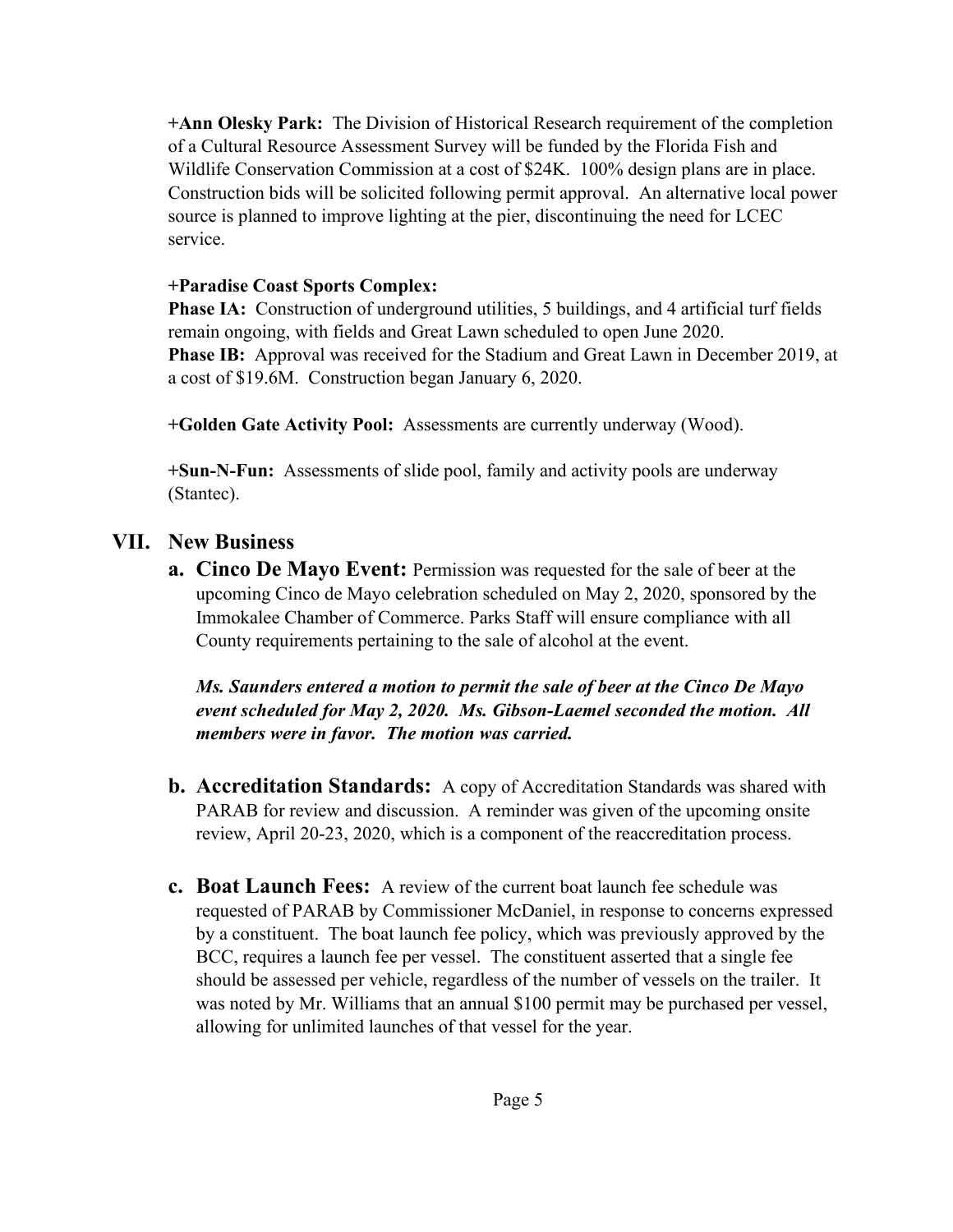**+Ann Olesky Park:** The Division of Historical Research requirement of the completion of a Cultural Resource Assessment Survey will be funded by the Florida Fish and Wildlife Conservation Commission at a cost of $24K. 100% design plans are in place. Construction bids will be solicited following permit approval. An alternative local power source is planned to improve lighting at the pier, discontinuing the need for LCEC service.

**+Paradise Coast Sports Complex:**
**Phase IA:** Construction of underground utilities, 5 buildings, and 4 artificial turf fields remain ongoing, with fields and Great Lawn scheduled to open June 2020.
**Phase IB:** Approval was received for the Stadium and Great Lawn in December 2019, at a cost of $19.6M. Construction began January 6, 2020.

**+Golden Gate Activity Pool:** Assessments are currently underway (Wood).

**+Sun-N-Fun:** Assessments of slide pool, family and activity pools are underway (Stantec).

## VII. New Business

**a. Cinco De Mayo Event:** Permission was requested for the sale of beer at the upcoming Cinco de Mayo celebration scheduled on May 2, 2020, sponsored by the Immokalee Chamber of Commerce. Parks Staff will ensure compliance with all County requirements pertaining to the sale of alcohol at the event.

***Ms. Saunders entered a motion to permit the sale of beer at the Cinco De Mayo event scheduled for May 2, 2020. Ms. Gibson-Laemel seconded the motion. All members were in favor. The motion was carried.***

**b. Accreditation Standards:** A copy of Accreditation Standards was shared with PARAB for review and discussion. A reminder was given of the upcoming onsite review, April 20-23, 2020, which is a component of the reaccreditation process.

**c. Boat Launch Fees:** A review of the current boat launch fee schedule was requested of PARAB by Commissioner McDaniel, in response to concerns expressed by a constituent. The boat launch fee policy, which was previously approved by the BCC, requires a launch fee per vessel. The constituent asserted that a single fee should be assessed per vehicle, regardless of the number of vessels on the trailer. It was noted by Mr. Williams that an annual $100 permit may be purchased per vessel, allowing for unlimited launches of that vessel for the year.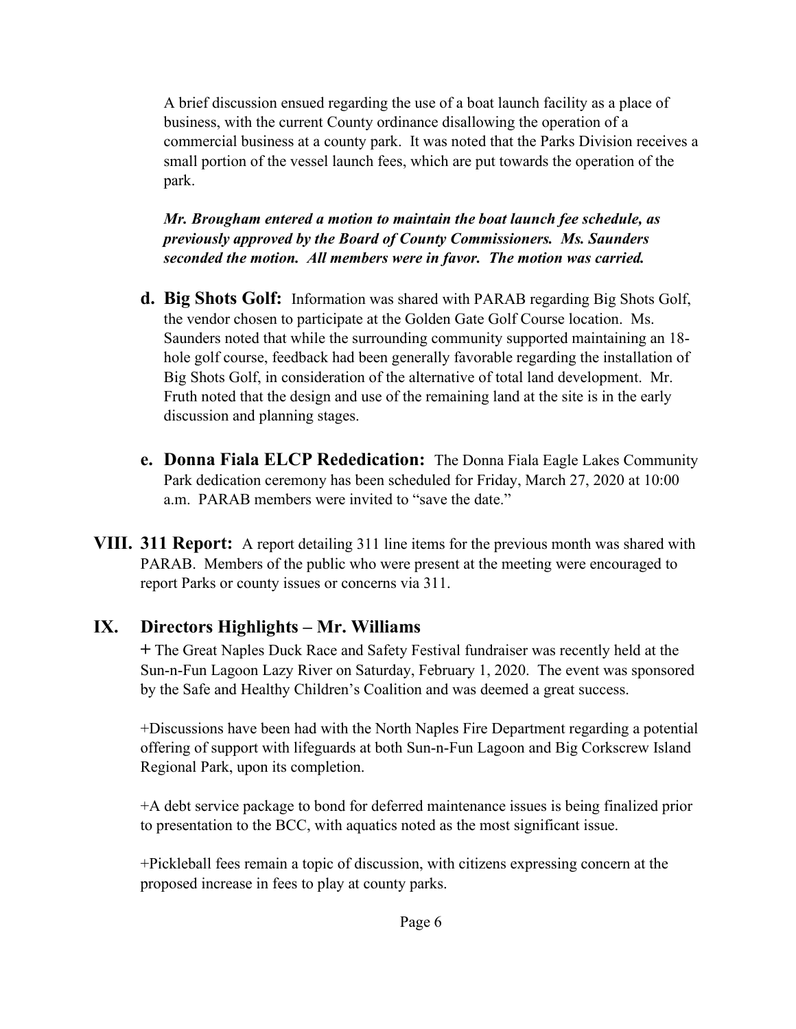A brief discussion ensued regarding the use of a boat launch facility as a place of business, with the current County ordinance disallowing the operation of a commercial business at a county park. It was noted that the Parks Division receives a small portion of the vessel launch fees, which are put towards the operation of the park.

***Mr. Brougham entered a motion to maintain the boat launch fee schedule, as previously approved by the Board of County Commissioners. Ms. Saunders seconded the motion. All members were in favor. The motion was carried.***

**d. Big Shots Golf:** Information was shared with PARAB regarding Big Shots Golf, the vendor chosen to participate at the Golden Gate Golf Course location. Ms. Saunders noted that while the surrounding community supported maintaining an 18-hole golf course, feedback had been generally favorable regarding the installation of Big Shots Golf, in consideration of the alternative of total land development. Mr. Fruth noted that the design and use of the remaining land at the site is in the early discussion and planning stages.

**e. Donna Fiala ELCP Rededication:** The Donna Fiala Eagle Lakes Community Park dedication ceremony has been scheduled for Friday, March 27, 2020 at 10:00 a.m. PARAB members were invited to "save the date."

**VIII. 311 Report:** A report detailing 311 line items for the previous month was shared with PARAB. Members of the public who were present at the meeting were encouraged to report Parks or county issues or concerns via 311.

## IX. Directors Highlights – Mr. Williams

+ The Great Naples Duck Race and Safety Festival fundraiser was recently held at the Sun-n-Fun Lagoon Lazy River on Saturday, February 1, 2020. The event was sponsored by the Safe and Healthy Children's Coalition and was deemed a great success.

+Discussions have been had with the North Naples Fire Department regarding a potential offering of support with lifeguards at both Sun-n-Fun Lagoon and Big Corkscrew Island Regional Park, upon its completion.

+A debt service package to bond for deferred maintenance issues is being finalized prior to presentation to the BCC, with aquatics noted as the most significant issue.

+Pickleball fees remain a topic of discussion, with citizens expressing concern at the proposed increase in fees to play at county parks.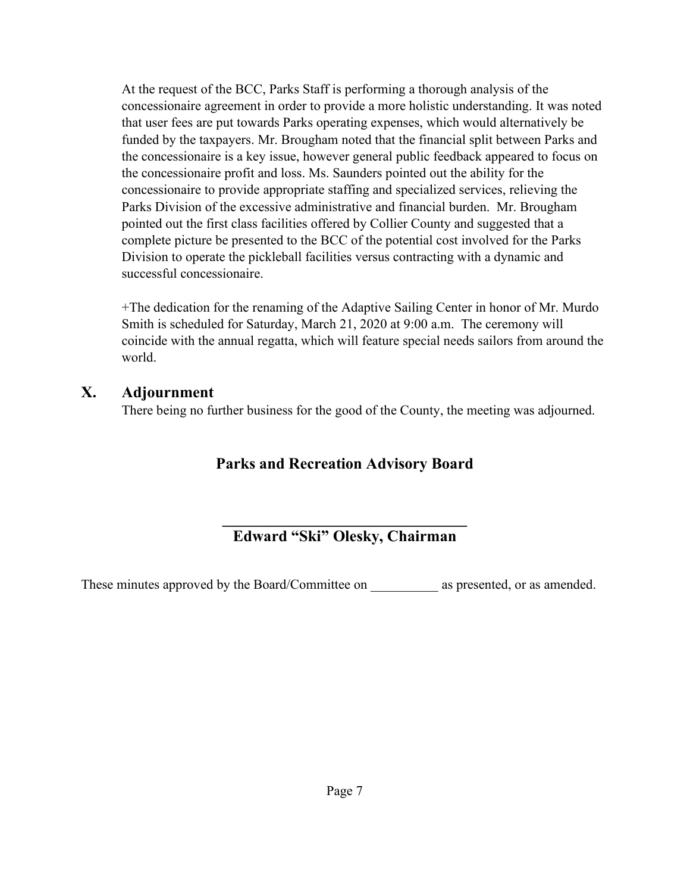At the request of the BCC, Parks Staff is performing a thorough analysis of the concessionaire agreement in order to provide a more holistic understanding. It was noted that user fees are put towards Parks operating expenses, which would alternatively be funded by the taxpayers. Mr. Brougham noted that the financial split between Parks and the concessionaire is a key issue, however general public feedback appeared to focus on the concessionaire profit and loss. Ms. Saunders pointed out the ability for the concessionaire to provide appropriate staffing and specialized services, relieving the Parks Division of the excessive administrative and financial burden. Mr. Brougham pointed out the first class facilities offered by Collier County and suggested that a complete picture be presented to the BCC of the potential cost involved for the Parks Division to operate the pickleball facilities versus contracting with a dynamic and successful concessionaire.

+The dedication for the renaming of the Adaptive Sailing Center in honor of Mr. Murdo Smith is scheduled for Saturday, March 21, 2020 at 9:00 a.m. The ceremony will coincide with the annual regatta, which will feature special needs sailors from around the world.

## X. Adjournment

There being no further business for the good of the County, the meeting was adjourned.

**Parks and Recreation Advisory Board**

**\_\_\_\_\_\_\_\_\_\_\_\_\_\_\_\_\_\_\_\_\_\_\_\_\_\_\_\_\_\_\_\_\_\_**

**Edward "Ski" Olesky, Chairman**

These minutes approved by the Board/Committee on __________ as presented, or as amended.